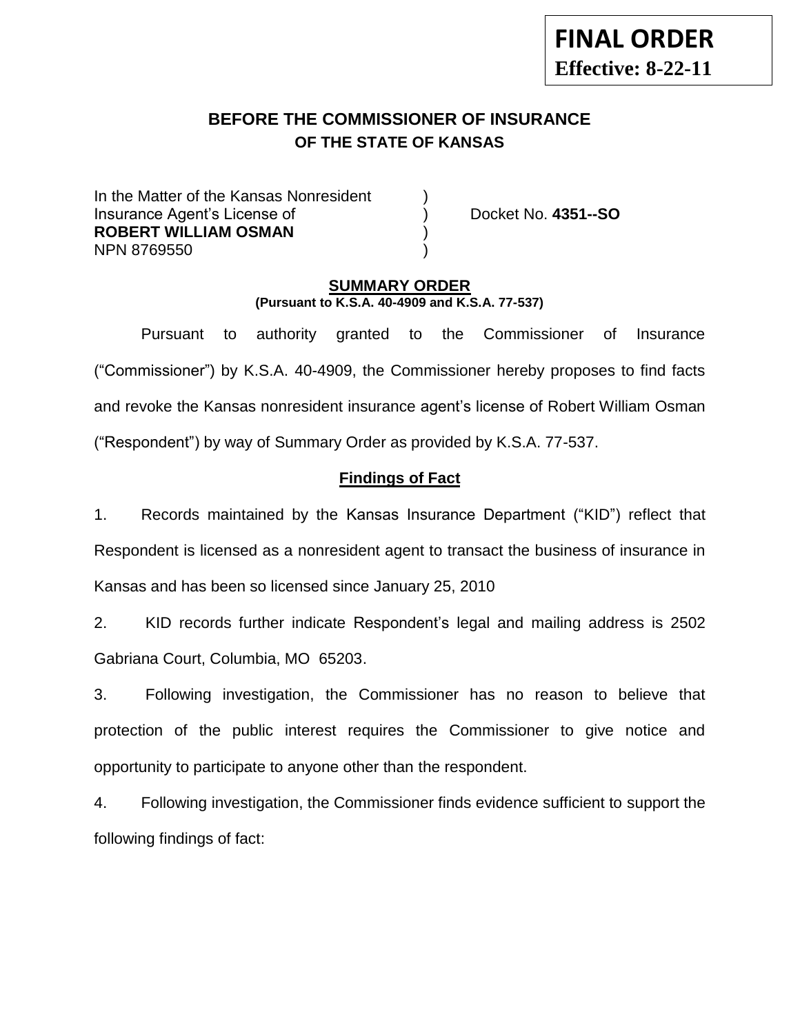**FINAL ORDER**
**Effective: 8-22-11**

# BEFORE THE COMMISSIONER OF INSURANCE
## OF THE STATE OF KANSAS

In the Matter of the Kansas Nonresident )
Insurance Agent's License of ) Docket No. **4351--SO**
**ROBERT WILLIAM OSMAN** )
NPN 8769550 )

**SUMMARY ORDER**
**(Pursuant to K.S.A. 40-4909 and K.S.A. 77-537)**

Pursuant to authority granted to the Commissioner of Insurance ("Commissioner") by K.S.A. 40-4909, the Commissioner hereby proposes to find facts and revoke the Kansas nonresident insurance agent's license of Robert William Osman ("Respondent") by way of Summary Order as provided by K.S.A. 77-537.

**Findings of Fact**

1. Records maintained by the Kansas Insurance Department ("KID") reflect that Respondent is licensed as a nonresident agent to transact the business of insurance in Kansas and has been so licensed since January 25, 2010

2. KID records further indicate Respondent's legal and mailing address is 2502 Gabriana Court, Columbia, MO 65203.

3. Following investigation, the Commissioner has no reason to believe that protection of the public interest requires the Commissioner to give notice and opportunity to participate to anyone other than the respondent.

4. Following investigation, the Commissioner finds evidence sufficient to support the following findings of fact: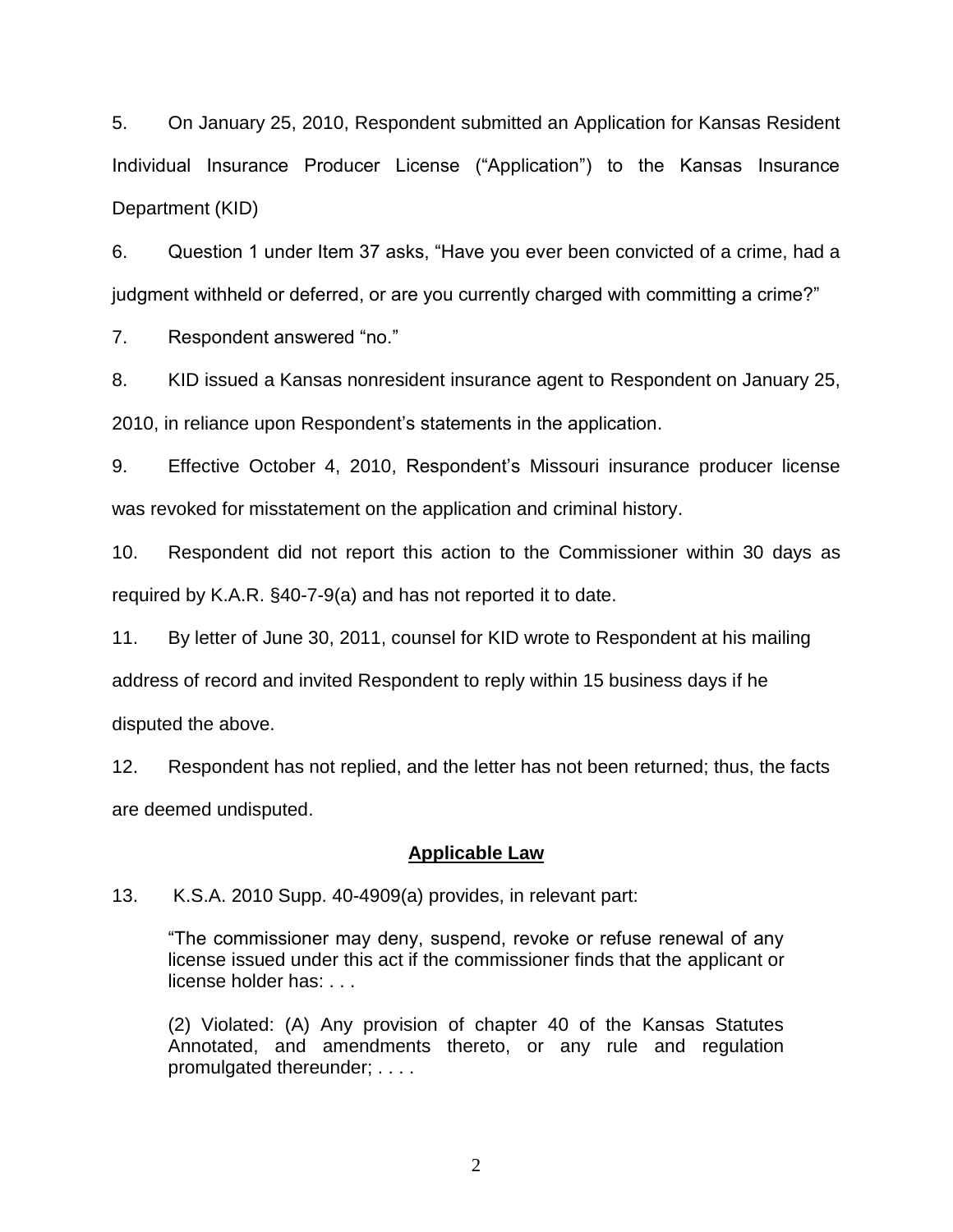5. On January 25, 2010, Respondent submitted an Application for Kansas Resident Individual Insurance Producer License ("Application") to the Kansas Insurance Department (KID)

6. Question 1 under Item 37 asks, "Have you ever been convicted of a crime, had a judgment withheld or deferred, or are you currently charged with committing a crime?"

7. Respondent answered "no."

8. KID issued a Kansas nonresident insurance agent to Respondent on January 25, 2010, in reliance upon Respondent's statements in the application.

9. Effective October 4, 2010, Respondent's Missouri insurance producer license was revoked for misstatement on the application and criminal history.

10. Respondent did not report this action to the Commissioner within 30 days as required by K.A.R. §40-7-9(a) and has not reported it to date.

11. By letter of June 30, 2011, counsel for KID wrote to Respondent at his mailing address of record and invited Respondent to reply within 15 business days if he disputed the above.

12. Respondent has not replied, and the letter has not been returned; thus, the facts are deemed undisputed.

## Applicable Law

13. K.S.A. 2010 Supp. 40-4909(a) provides, in relevant part:

> "The commissioner may deny, suspend, revoke or refuse renewal of any license issued under this act if the commissioner finds that the applicant or license holder has: . . .
>
> (2) Violated: (A) Any provision of chapter 40 of the Kansas Statutes Annotated, and amendments thereto, or any rule and regulation promulgated thereunder; . . . .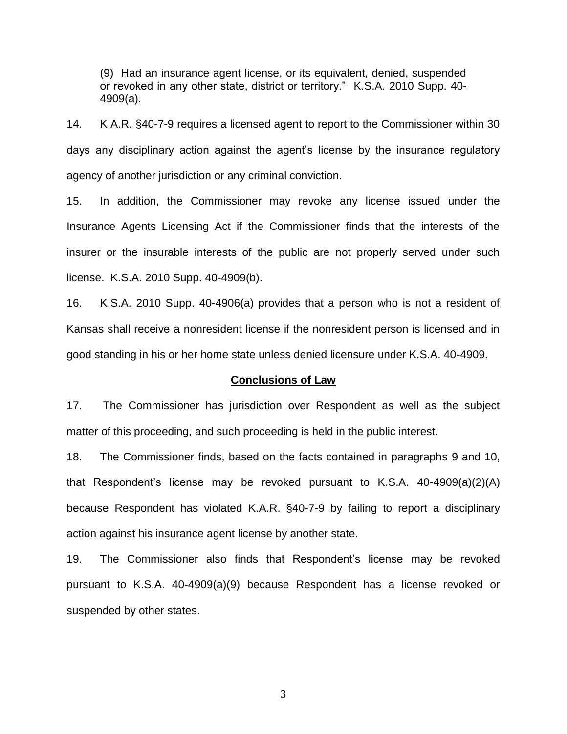(9) Had an insurance agent license, or its equivalent, denied, suspended or revoked in any other state, district or territory." K.S.A. 2010 Supp. 40-4909(a).

14. K.A.R. §40-7-9 requires a licensed agent to report to the Commissioner within 30 days any disciplinary action against the agent's license by the insurance regulatory agency of another jurisdiction or any criminal conviction.

15. In addition, the Commissioner may revoke any license issued under the Insurance Agents Licensing Act if the Commissioner finds that the interests of the insurer or the insurable interests of the public are not properly served under such license. K.S.A. 2010 Supp. 40-4909(b).

16. K.S.A. 2010 Supp. 40-4906(a) provides that a person who is not a resident of Kansas shall receive a nonresident license if the nonresident person is licensed and in good standing in his or her home state unless denied licensure under K.S.A. 40-4909.

## Conclusions of Law

17. The Commissioner has jurisdiction over Respondent as well as the subject matter of this proceeding, and such proceeding is held in the public interest.

18. The Commissioner finds, based on the facts contained in paragraphs 9 and 10, that Respondent's license may be revoked pursuant to K.S.A. 40-4909(a)(2)(A) because Respondent has violated K.A.R. §40-7-9 by failing to report a disciplinary action against his insurance agent license by another state.

19. The Commissioner also finds that Respondent's license may be revoked pursuant to K.S.A. 40-4909(a)(9) because Respondent has a license revoked or suspended by other states.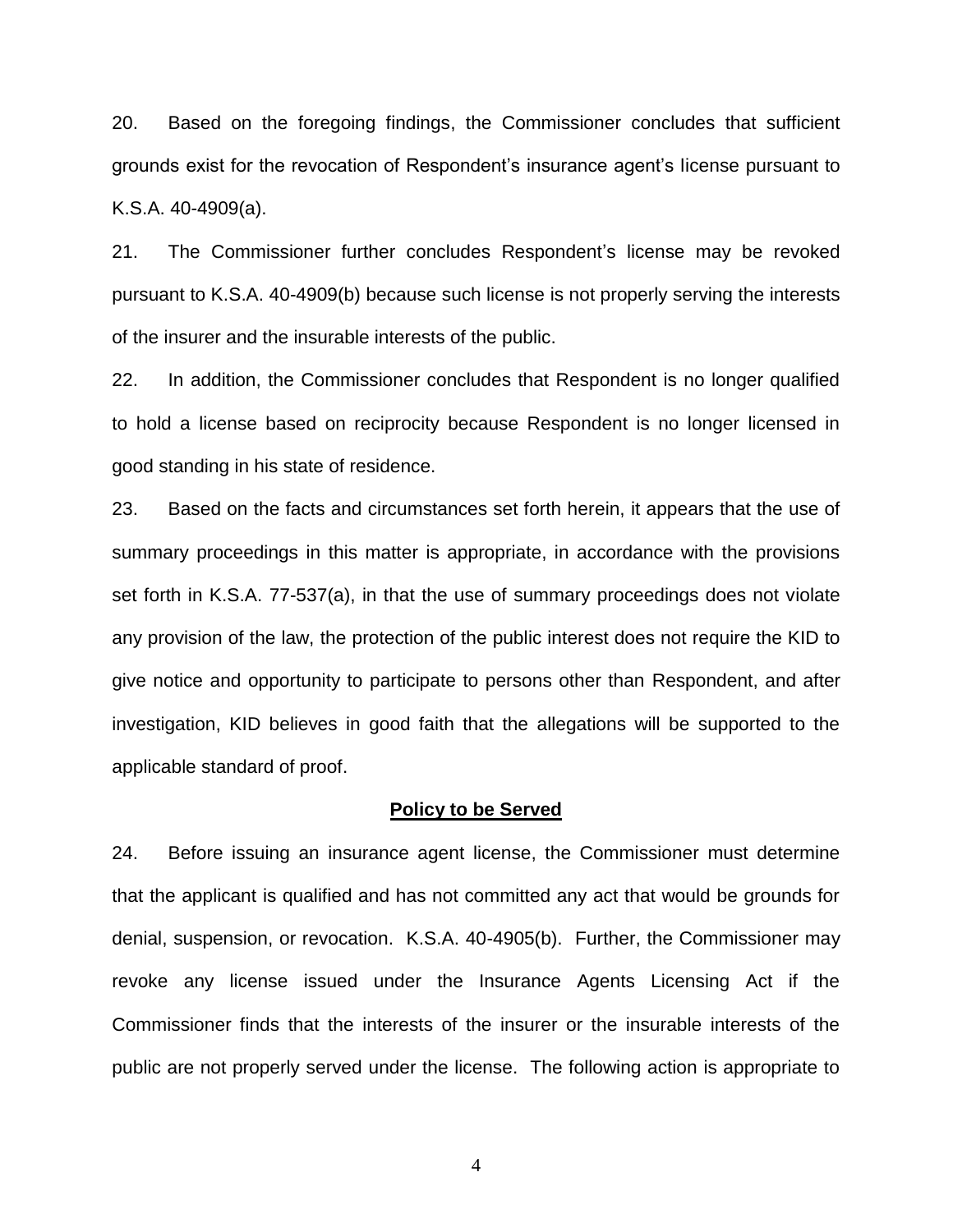20. Based on the foregoing findings, the Commissioner concludes that sufficient grounds exist for the revocation of Respondent's insurance agent's license pursuant to K.S.A. 40-4909(a).

21. The Commissioner further concludes Respondent's license may be revoked pursuant to K.S.A. 40-4909(b) because such license is not properly serving the interests of the insurer and the insurable interests of the public.

22. In addition, the Commissioner concludes that Respondent is no longer qualified to hold a license based on reciprocity because Respondent is no longer licensed in good standing in his state of residence.

23. Based on the facts and circumstances set forth herein, it appears that the use of summary proceedings in this matter is appropriate, in accordance with the provisions set forth in K.S.A. 77-537(a), in that the use of summary proceedings does not violate any provision of the law, the protection of the public interest does not require the KID to give notice and opportunity to participate to persons other than Respondent, and after investigation, KID believes in good faith that the allegations will be supported to the applicable standard of proof.

## **Policy to be Served**

24. Before issuing an insurance agent license, the Commissioner must determine that the applicant is qualified and has not committed any act that would be grounds for denial, suspension, or revocation. K.S.A. 40-4905(b). Further, the Commissioner may revoke any license issued under the Insurance Agents Licensing Act if the Commissioner finds that the interests of the insurer or the insurable interests of the public are not properly served under the license. The following action is appropriate to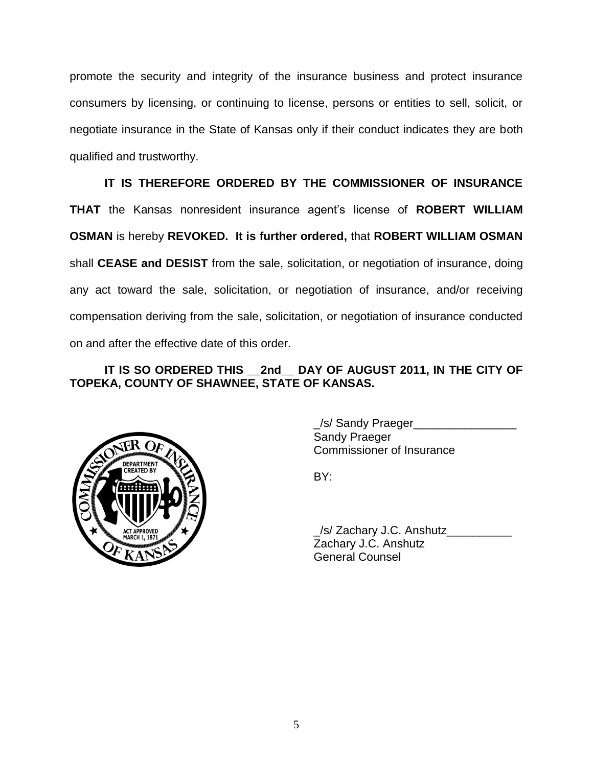promote the security and integrity of the insurance business and protect insurance consumers by licensing, or continuing to license, persons or entities to sell, solicit, or negotiate insurance in the State of Kansas only if their conduct indicates they are both qualified and trustworthy.

**IT IS THEREFORE ORDERED BY THE COMMISSIONER OF INSURANCE THAT** the Kansas nonresident insurance agent's license of **ROBERT WILLIAM OSMAN** is hereby **REVOKED. It is further ordered,** that **ROBERT WILLIAM OSMAN** shall **CEASE and DESIST** from the sale, solicitation, or negotiation of insurance, doing any act toward the sale, solicitation, or negotiation of insurance, and/or receiving compensation deriving from the sale, solicitation, or negotiation of insurance conducted on and after the effective date of this order.

**IT IS SO ORDERED THIS __2nd__ DAY OF AUGUST 2011, IN THE CITY OF TOPEKA, COUNTY OF SHAWNEE, STATE OF KANSAS.**

_/s/ Sandy Praeger________________
Sandy Praeger
Commissioner of Insurance

BY:

_/s/ Zachary J.C. Anshutz__________
Zachary J.C. Anshutz
General Counsel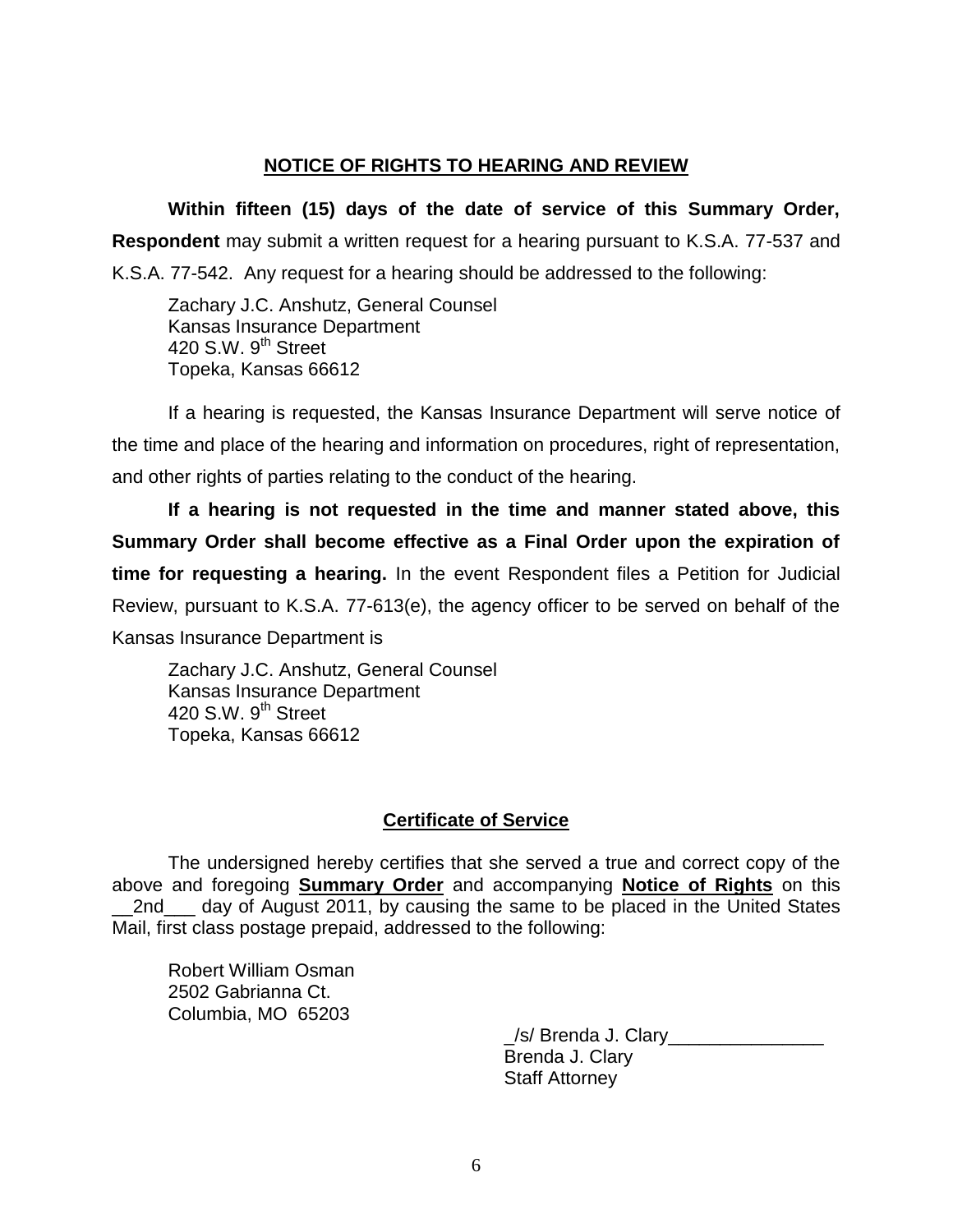## NOTICE OF RIGHTS TO HEARING AND REVIEW

**Within fifteen (15) days of the date of service of this Summary Order, Respondent** may submit a written request for a hearing pursuant to K.S.A. 77-537 and K.S.A. 77-542. Any request for a hearing should be addressed to the following:

Zachary J.C. Anshutz, General Counsel
Kansas Insurance Department
420 S.W. 9th Street
Topeka, Kansas 66612

If a hearing is requested, the Kansas Insurance Department will serve notice of the time and place of the hearing and information on procedures, right of representation, and other rights of parties relating to the conduct of the hearing.

**If a hearing is not requested in the time and manner stated above, this Summary Order shall become effective as a Final Order upon the expiration of time for requesting a hearing.** In the event Respondent files a Petition for Judicial Review, pursuant to K.S.A. 77-613(e), the agency officer to be served on behalf of the Kansas Insurance Department is

Zachary J.C. Anshutz, General Counsel
Kansas Insurance Department
420 S.W. 9th Street
Topeka, Kansas 66612

## Certificate of Service

The undersigned hereby certifies that she served a true and correct copy of the above and foregoing **Summary Order** and accompanying **Notice of Rights** on this __2nd___ day of August 2011, by causing the same to be placed in the United States Mail, first class postage prepaid, addressed to the following:

Robert William Osman
2502 Gabrianna Ct.
Columbia, MO 65203

_/s/ Brenda J. Clary_______________
Brenda J. Clary
Staff Attorney